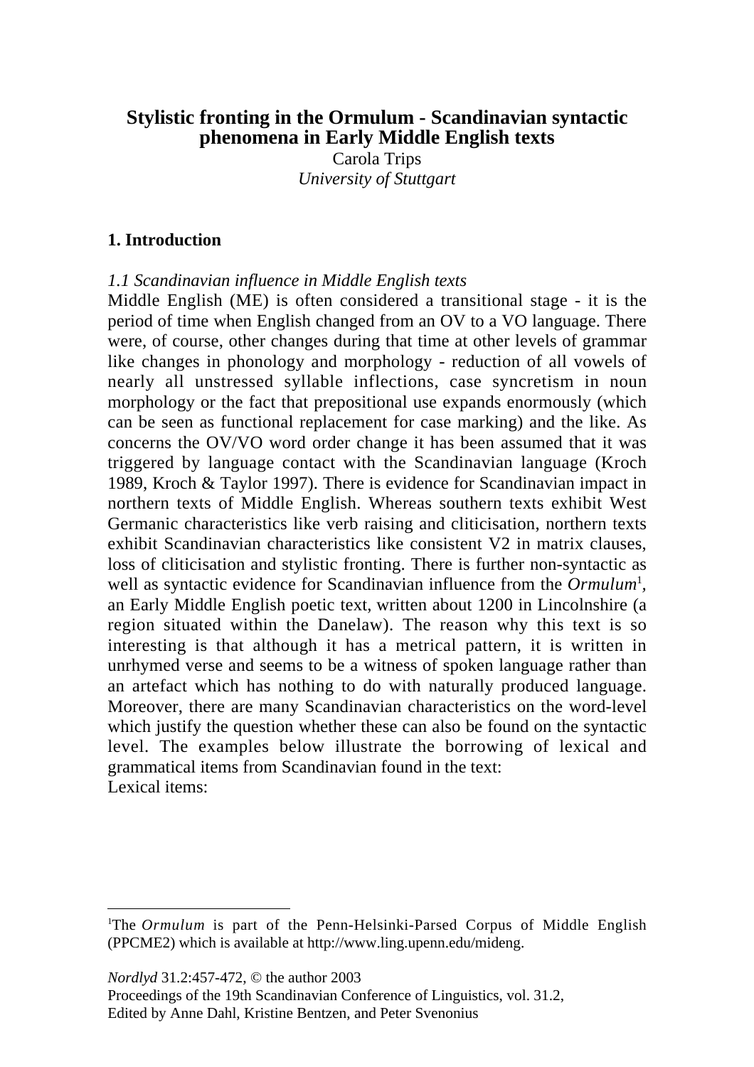# Stylistic fronting in the Ormulum - Scandinavian syntactic phenomena in Early Middle English texts

Carola Trips
*University of Stuttgart*

## 1. Introduction

### *1.1 Scandinavian influence in Middle English texts*

Middle English (ME) is often considered a transitional stage - it is the period of time when English changed from an OV to a VO language. There were, of course, other changes during that time at other levels of grammar like changes in phonology and morphology - reduction of all vowels of nearly all unstressed syllable inflections, case syncretism in noun morphology or the fact that prepositional use expands enormously (which can be seen as functional replacement for case marking) and the like. As concerns the OV/VO word order change it has been assumed that it was triggered by language contact with the Scandinavian language (Kroch 1989, Kroch & Taylor 1997). There is evidence for Scandinavian impact in northern texts of Middle English. Whereas southern texts exhibit West Germanic characteristics like verb raising and cliticisation, northern texts exhibit Scandinavian characteristics like consistent V2 in matrix clauses, loss of cliticisation and stylistic fronting. There is further non-syntactic as well as syntactic evidence for Scandinavian influence from the *Ormulum*[1], an Early Middle English poetic text, written about 1200 in Lincolnshire (a region situated within the Danelaw). The reason why this text is so interesting is that although it has a metrical pattern, it is written in unrhymed verse and seems to be a witness of spoken language rather than an artefact which has nothing to do with naturally produced language. Moreover, there are many Scandinavian characteristics on the word-level which justify the question whether these can also be found on the syntactic level. The examples below illustrate the borrowing of lexical and grammatical items from Scandinavian found in the text:

Lexical items:

---

[1]The *Ormulum* is part of the Penn-Helsinki-Parsed Corpus of Middle English (PPCME2) which is available at http://www.ling.upenn.edu/mideng.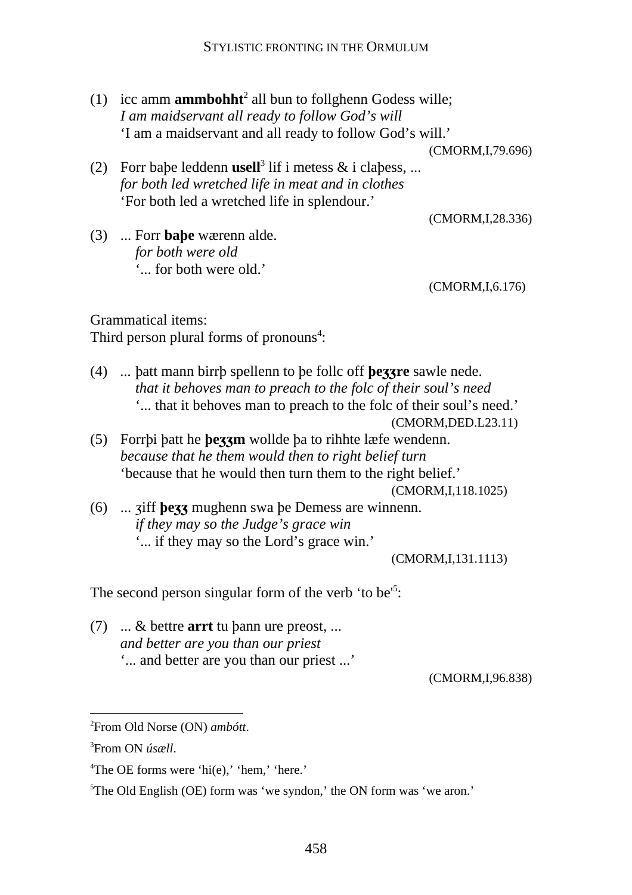(1) icc amm **ammbohht**[2] all bun to follghenn Godess wille;
*I am maidservant all ready to follow God's will*
'I am a maidservant and all ready to follow God's will.'
(CMORM,I,79.696)

(2) Forr baþe leddenn **usell**[3] lif i metess & i claþess, ...
*for both led wretched life in meat and in clothes*
'For both led a wretched life in splendour.'
(CMORM,I,28.336)

(3) ... Forr **baþe** wærenn alde.
*for both were old*
'... for both were old.'
(CMORM,I,6.176)

Grammatical items:
Third person plural forms of pronouns[4]:

(4) ... þatt mann birrþ spellenn to þe follc off **þeȝȝre** sawle nede.
*that it behoves man to preach to the folc of their soul's need*
'... that it behoves man to preach to the folc of their soul's need.'
(CMORM,DED.L23.11)

(5) Forrþi þatt he **þeȝȝm** wollde þa to rihhte læfe wendenn.
*because that he them would then to right belief turn*
'because that he would then turn them to the right belief.'
(CMORM,I,118.1025)

(6) ... ȝiff **þeȝȝ** mughenn swa þe Demess are winnenn.
*if they may so the Judge's grace win*
'... if they may so the Lord's grace win.'
(CMORM,I,131.1113)

The second person singular form of the verb 'to be'[5]:

(7) ... & bettre **arrt** tu þann ure preost, ...
*and better are you than our priest*
'... and better are you than our priest ...'
(CMORM,I,96.838)

---

[2] From Old Norse (ON) *ambótt*.

[3] From ON *úsæll*.

[4] The OE forms were 'hi(e),' 'hem,' 'here.'

[5] The Old English (OE) form was 'we syndon,' the ON form was 'we aron.'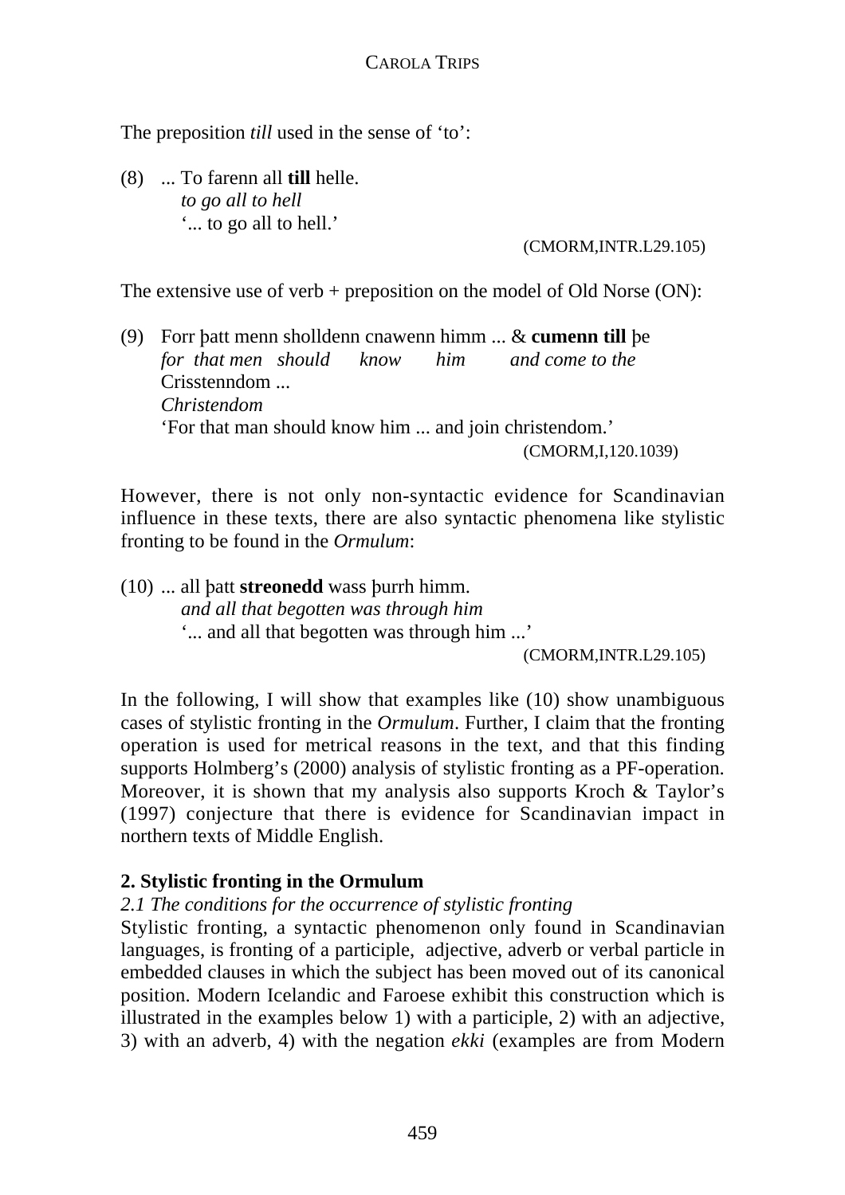The preposition *till* used in the sense of 'to':

(8) ... To farenn all **till** helle.
*to go all to hell*
'... to go all to hell.'
(CMORM,INTR.L29.105)

The extensive use of verb + preposition on the model of Old Norse (ON):

(9) Forr þatt menn sholldenn cnawenn himm ... & **cumenn till** þe Crisstenndom ...
*for that men should know him and come to the Christendom*
'For that man should know him ... and join christendom.'
(CMORM,I,120.1039)

However, there is not only non-syntactic evidence for Scandinavian influence in these texts, there are also syntactic phenomena like stylistic fronting to be found in the *Ormulum*:

(10) ... all þatt **streonedd** wass þurrh himm.
*and all that begotten was through him*
'... and all that begotten was through him ...'
(CMORM,INTR.L29.105)

In the following, I will show that examples like (10) show unambiguous cases of stylistic fronting in the *Ormulum*. Further, I claim that the fronting operation is used for metrical reasons in the text, and that this finding supports Holmberg's (2000) analysis of stylistic fronting as a PF-operation. Moreover, it is shown that my analysis also supports Kroch & Taylor's (1997) conjecture that there is evidence for Scandinavian impact in northern texts of Middle English.

## 2. Stylistic fronting in the Ormulum

### *2.1 The conditions for the occurrence of stylistic fronting*

Stylistic fronting, a syntactic phenomenon only found in Scandinavian languages, is fronting of a participle, adjective, adverb or verbal particle in embedded clauses in which the subject has been moved out of its canonical position. Modern Icelandic and Faroese exhibit this construction which is illustrated in the examples below 1) with a participle, 2) with an adjective, 3) with an adverb, 4) with the negation *ekki* (examples are from Modern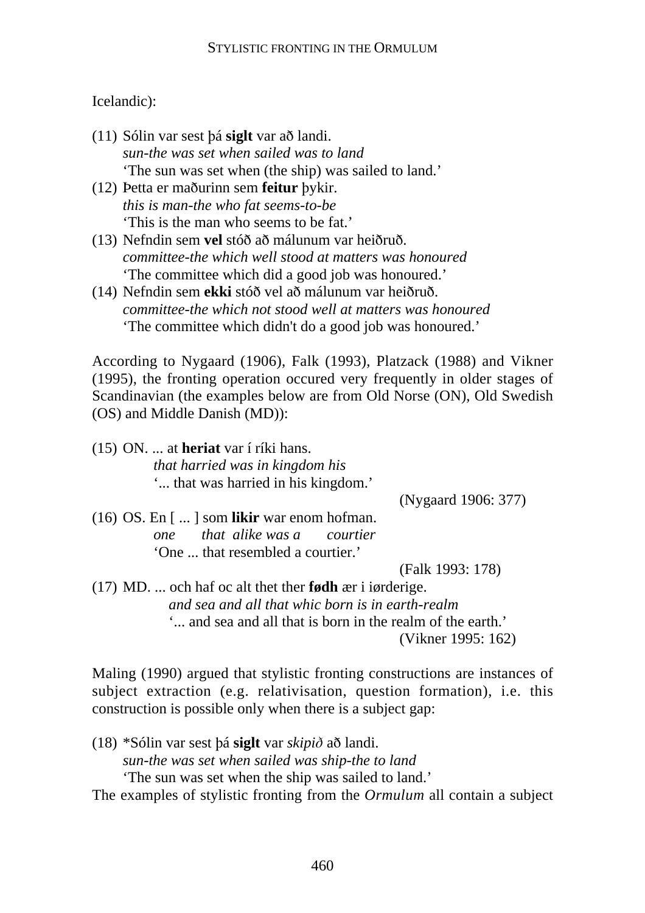Icelandic):

(11) Sólin var sest þá **siglt** var að landi.
*sun-the was set when sailed was to land*
'The sun was set when (the ship) was sailed to land.'

(12) Þetta er maðurinn sem **feitur** þykir.
*this is man-the who fat seems-to-be*
'This is the man who seems to be fat.'

(13) Nefndin sem **vel** stóð að málunum var heiðruð.
*committee-the which well stood at matters was honoured*
'The committee which did a good job was honoured.'

(14) Nefndin sem **ekki** stóð vel að málunum var heiðruð.
*committee-the which not stood well at matters was honoured*
'The committee which didn't do a good job was honoured.'

According to Nygaard (1906), Falk (1993), Platzack (1988) and Vikner (1995), the fronting operation occured very frequently in older stages of Scandinavian (the examples below are from Old Norse (ON), Old Swedish (OS) and Middle Danish (MD)):

(15) ON. ... at **heriat** var í ríki hans.
*that harried was in kingdom his*
'... that was harried in his kingdom.'
(Nygaard 1906: 377)

(16) OS. En [ ... ] som **likir** war enom hofman.
*one that alike was a courtier*
'One ... that resembled a courtier.'
(Falk 1993: 178)

(17) MD. ... och haf oc alt thet ther **fødh** ær i iørderige.
*and sea and all that whic born is in earth-realm*
'... and sea and all that is born in the realm of the earth.'
(Vikner 1995: 162)

Maling (1990) argued that stylistic fronting constructions are instances of subject extraction (e.g. relativisation, question formation), i.e. this construction is possible only when there is a subject gap:

(18) *Sólin var sest þá **siglt** var *skipið* að landi.
*sun-the was set when sailed was ship-the to land*
'The sun was set when the ship was sailed to land.'

The examples of stylistic fronting from the *Ormulum* all contain a subject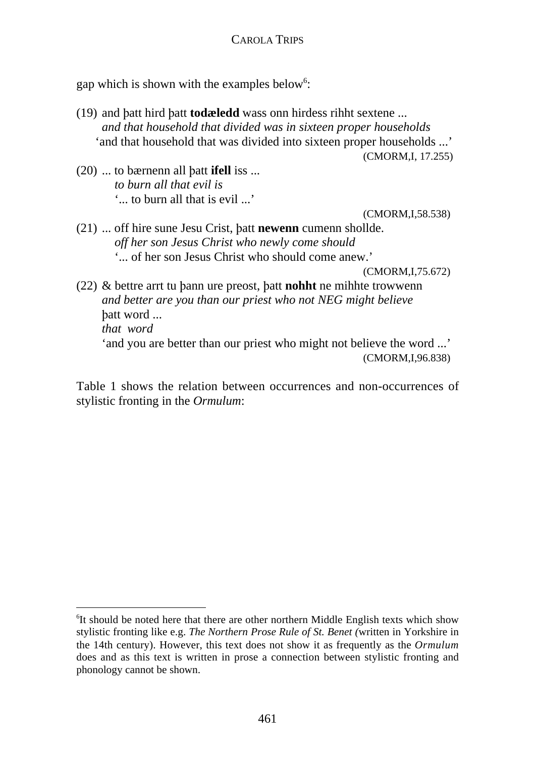gap which is shown with the examples below[6]:

(19) and þatt hird þatt **todæledd** wass onn hirdess rihht sextene ...
*and that household that divided was in sixteen proper households*
'and that household that was divided into sixteen proper households ...'
(CMORM,I, 17.255)

(20) ... to bærnenn all þatt **ifell** iss ...
*to burn all that evil is*
'... to burn all that is evil ...'
(CMORM,I,58.538)

(21) ... off hire sune Jesu Crist, þatt **newenn** cumenn shollde.
*off her son Jesus Christ who newly come should*
'... of her son Jesus Christ who should come anew.'
(CMORM,I,75.672)

(22) & bettre arrt tu þann ure preost, þatt **nohht** ne mihhte trowwenn
*and better are you than our priest who not NEG might believe*
þatt word ...
*that word*
'and you are better than our priest who might not believe the word ...'
(CMORM,I,96.838)

Table 1 shows the relation between occurrences and non-occurrences of stylistic fronting in the *Ormulum*:

---

[6] It should be noted here that there are other northern Middle English texts which show stylistic fronting like e.g. *The Northern Prose Rule of St. Benet (*written in Yorkshire in the 14th century). However, this text does not show it as frequently as the *Ormulum* does and as this text is written in prose a connection between stylistic fronting and phonology cannot be shown.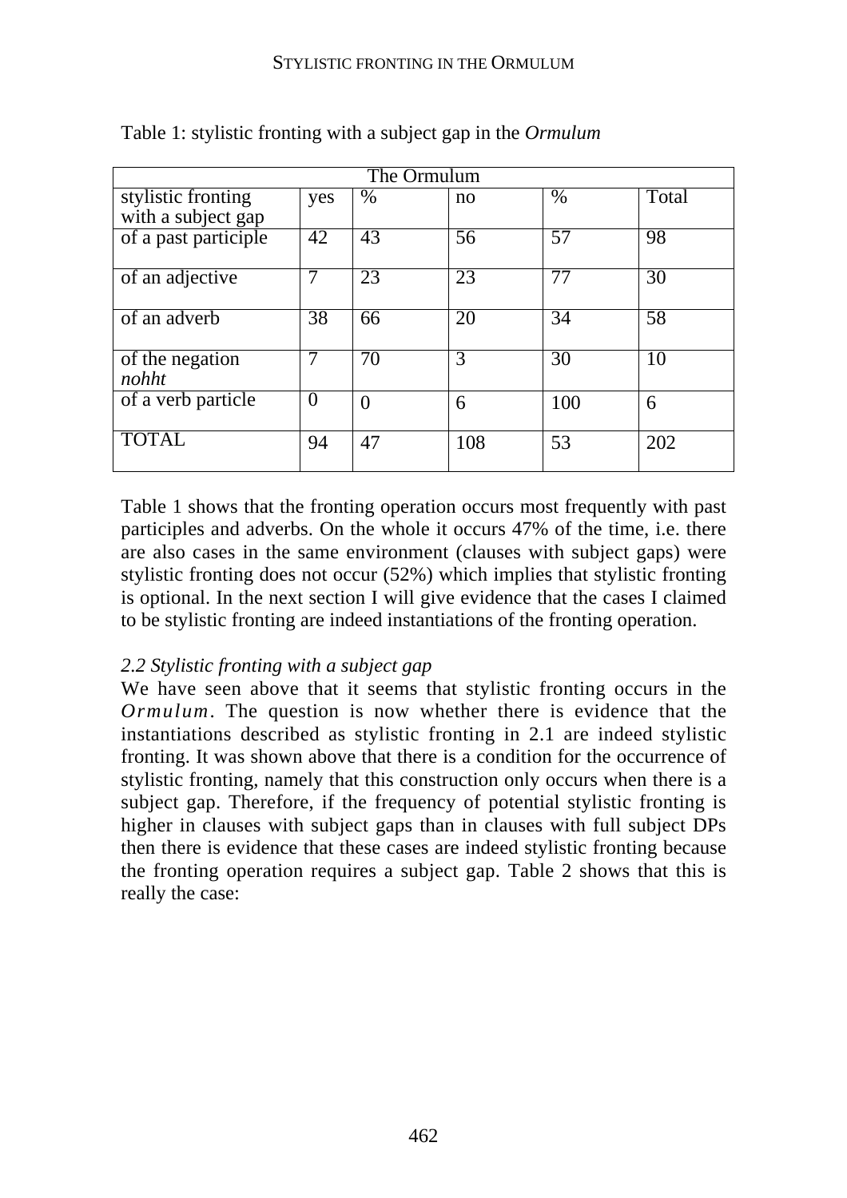Table 1: stylistic fronting with a subject gap in the *Ormulum*

| The Ormulum | | | | | |
|---|---|---|---|---|---|
| stylistic fronting with a subject gap | yes | % | no | % | Total |
| of a past participle | 42 | 43 | 56 | 57 | 98 |
| of an adjective | 7 | 23 | 23 | 77 | 30 |
| of an adverb | 38 | 66 | 20 | 34 | 58 |
| of the negation *nohht* | 7 | 70 | 3 | 30 | 10 |
| of a verb particle | 0 | 0 | 6 | 100 | 6 |
| TOTAL | 94 | 47 | 108 | 53 | 202 |

Table 1 shows that the fronting operation occurs most frequently with past participles and adverbs. On the whole it occurs 47% of the time, i.e. there are also cases in the same environment (clauses with subject gaps) were stylistic fronting does not occur (52%) which implies that stylistic fronting is optional. In the next section I will give evidence that the cases I claimed to be stylistic fronting are indeed instantiations of the fronting operation.

### *2.2 Stylistic fronting with a subject gap*

We have seen above that it seems that stylistic fronting occurs in the *Ormulum*. The question is now whether there is evidence that the instantiations described as stylistic fronting in 2.1 are indeed stylistic fronting. It was shown above that there is a condition for the occurrence of stylistic fronting, namely that this construction only occurs when there is a subject gap. Therefore, if the frequency of potential stylistic fronting is higher in clauses with subject gaps than in clauses with full subject DPs then there is evidence that these cases are indeed stylistic fronting because the fronting operation requires a subject gap. Table 2 shows that this is really the case: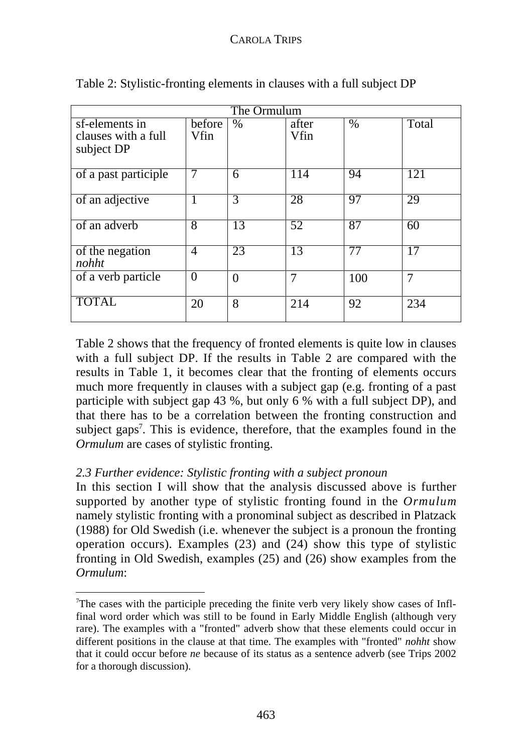Table 2: Stylistic-fronting elements in clauses with a full subject DP

| The Ormulum | | | | | |
|---|---|---|---|---|---|
| sf-elements in clauses with a full subject DP | before Vfin | % | after Vfin | % | Total |
| of a past participle | 7 | 6 | 114 | 94 | 121 |
| of an adjective | 1 | 3 | 28 | 97 | 29 |
| of an adverb | 8 | 13 | 52 | 87 | 60 |
| of the negation *nohht* | 4 | 23 | 13 | 77 | 17 |
| of a verb particle | 0 | 0 | 7 | 100 | 7 |
| TOTAL | 20 | 8 | 214 | 92 | 234 |

Table 2 shows that the frequency of fronted elements is quite low in clauses with a full subject DP. If the results in Table 2 are compared with the results in Table 1, it becomes clear that the fronting of elements occurs much more frequently in clauses with a subject gap (e.g. fronting of a past participle with subject gap 43 %, but only 6 % with a full subject DP), and that there has to be a correlation between the fronting construction and subject gaps[7]. This is evidence, therefore, that the examples found in the *Ormulum* are cases of stylistic fronting.

### *2.3 Further evidence: Stylistic fronting with a subject pronoun*

In this section I will show that the analysis discussed above is further supported by another type of stylistic fronting found in the *Ormulum* namely stylistic fronting with a pronominal subject as described in Platzack (1988) for Old Swedish (i.e. whenever the subject is a pronoun the fronting operation occurs). Examples (23) and (24) show this type of stylistic fronting in Old Swedish, examples (25) and (26) show examples from the *Ormulum*:

[7]The cases with the participle preceding the finite verb very likely show cases of Infl-final word order which was still to be found in Early Middle English (although very rare). The examples with a "fronted" adverb show that these elements could occur in different positions in the clause at that time. The examples with "fronted" *nohht* show that it could occur before *ne* because of its status as a sentence adverb (see Trips 2002 for a thorough discussion).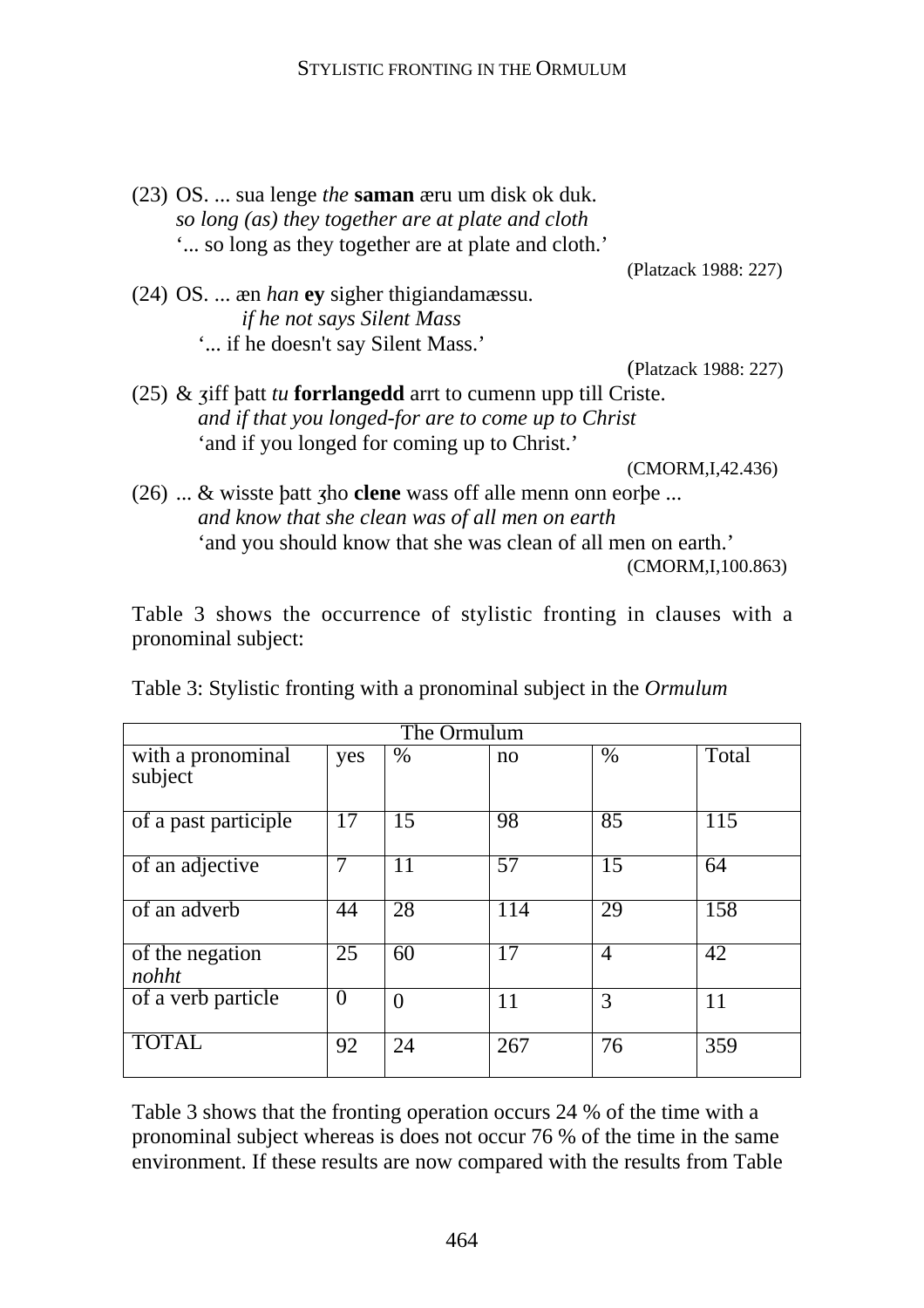(23) OS. ... sua lenge *the* **saman** æru um disk ok duk.
*so long (as) they together are at plate and cloth*
'... so long as they together are at plate and cloth.'
(Platzack 1988: 227)

(24) OS. ... æn *han* **ey** sigher thigiandamæssu.
*if he not says Silent Mass*
'... if he doesn't say Silent Mass.'
(Platzack 1988: 227)

(25) & ȝiff þatt *tu* **forrlangedd** arrt to cumenn upp till Criste.
*and if that you longed-for are to come up to Christ*
'and if you longed for coming up to Christ.'
(CMORM,I,42.436)

(26) ... & wisste þatt ȝho **clene** wass off alle menn onn eorþe ...
*and know that she clean was of all men on earth*
'and you should know that she was clean of all men on earth.'
(CMORM,I,100.863)

Table 3 shows the occurrence of stylistic fronting in clauses with a pronominal subject:

Table 3: Stylistic fronting with a pronominal subject in the *Ormulum*

| The Ormulum | | | | | |
|---|---|---|---|---|---|
| with a pronominal subject | yes | % | no | % | Total |
| of a past participle | 17 | 15 | 98 | 85 | 115 |
| of an adjective | 7 | 11 | 57 | 15 | 64 |
| of an adverb | 44 | 28 | 114 | 29 | 158 |
| of the negation *nohht* | 25 | 60 | 17 | 4 | 42 |
| of a verb particle | 0 | 0 | 11 | 3 | 11 |
| TOTAL | 92 | 24 | 267 | 76 | 359 |

Table 3 shows that the fronting operation occurs 24 % of the time with a pronominal subject whereas is does not occur 76 % of the time in the same environment. If these results are now compared with the results from Table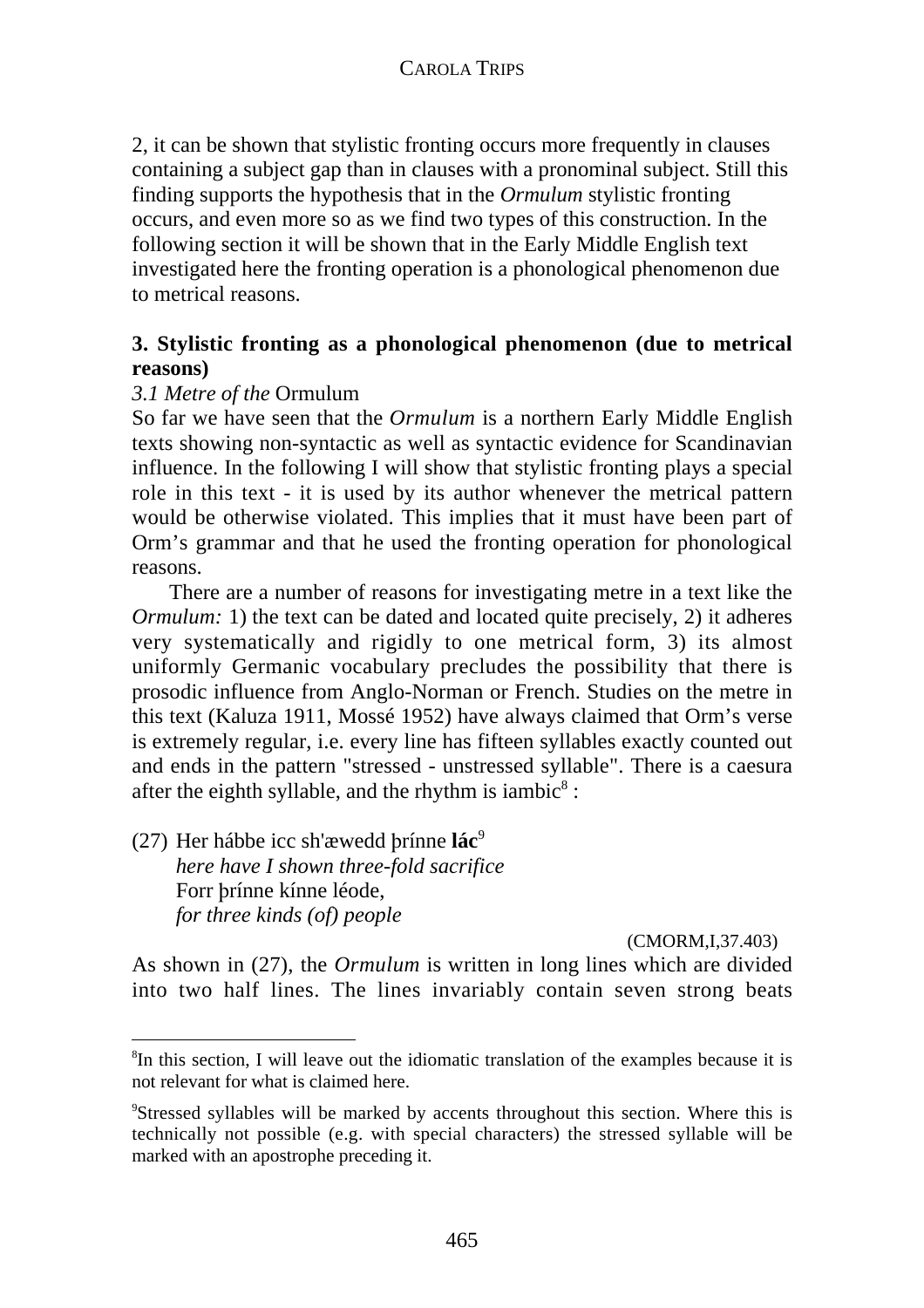2, it can be shown that stylistic fronting occurs more frequently in clauses containing a subject gap than in clauses with a pronominal subject. Still this finding supports the hypothesis that in the *Ormulum* stylistic fronting occurs, and even more so as we find two types of this construction. In the following section it will be shown that in the Early Middle English text investigated here the fronting operation is a phonological phenomenon due to metrical reasons.

## 3. Stylistic fronting as a phonological phenomenon (due to metrical reasons)

### *3.1 Metre of the* Ormulum

So far we have seen that the *Ormulum* is a northern Early Middle English texts showing non-syntactic as well as syntactic evidence for Scandinavian influence. In the following I will show that stylistic fronting plays a special role in this text - it is used by its author whenever the metrical pattern would be otherwise violated. This implies that it must have been part of Orm's grammar and that he used the fronting operation for phonological reasons.

There are a number of reasons for investigating metre in a text like the *Ormulum:* 1) the text can be dated and located quite precisely, 2) it adheres very systematically and rigidly to one metrical form, 3) its almost uniformly Germanic vocabulary precludes the possibility that there is prosodic influence from Anglo-Norman or French. Studies on the metre in this text (Kaluza 1911, Mossé 1952) have always claimed that Orm's verse is extremely regular, i.e. every line has fifteen syllables exactly counted out and ends in the pattern "stressed - unstressed syllable". There is a caesura after the eighth syllable, and the rhythm is iambic[8] :

(27) Her hábbe icc sh'æwedd þrínne **lác**[9]
*here have I shown three-fold sacrifice*
Forr þrínne kínne léode,
*for three kinds (of) people*

(CMORM,I,37.403)

As shown in (27), the *Ormulum* is written in long lines which are divided into two half lines. The lines invariably contain seven strong beats

[8]In this section, I will leave out the idiomatic translation of the examples because it is not relevant for what is claimed here.

[9]Stressed syllables will be marked by accents throughout this section. Where this is technically not possible (e.g. with special characters) the stressed syllable will be marked with an apostrophe preceding it.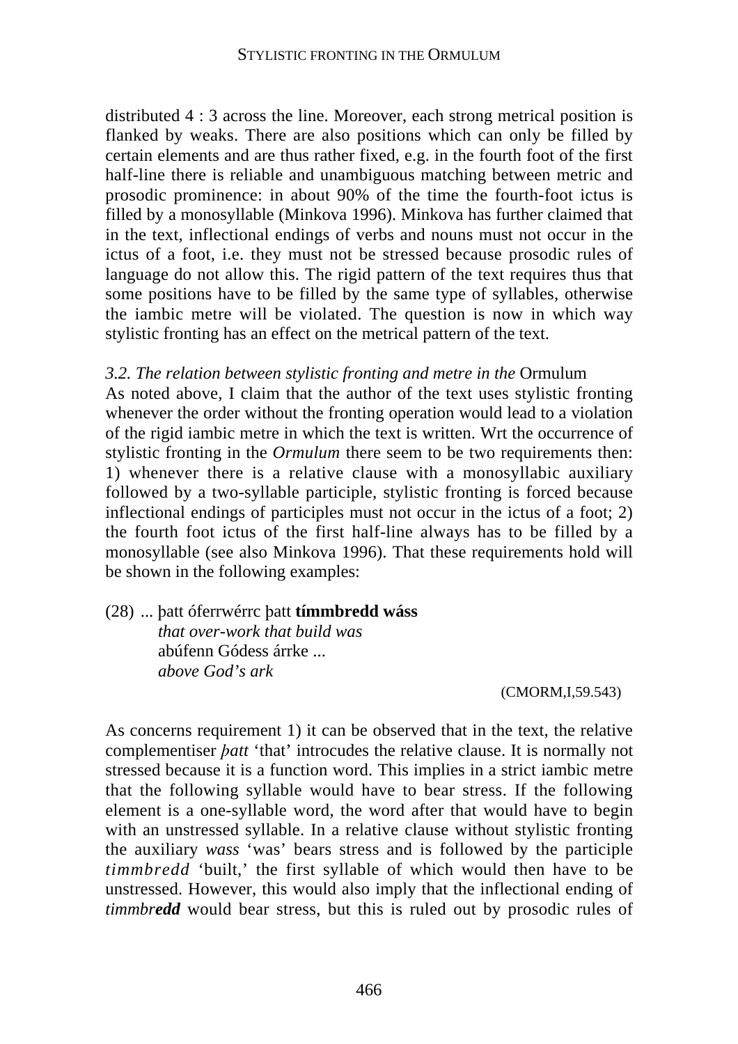distributed 4 : 3 across the line. Moreover, each strong metrical position is flanked by weaks. There are also positions which can only be filled by certain elements and are thus rather fixed, e.g. in the fourth foot of the first half-line there is reliable and unambiguous matching between metric and prosodic prominence: in about 90% of the time the fourth-foot ictus is filled by a monosyllable (Minkova 1996). Minkova has further claimed that in the text, inflectional endings of verbs and nouns must not occur in the ictus of a foot, i.e. they must not be stressed because prosodic rules of language do not allow this. The rigid pattern of the text requires thus that some positions have to be filled by the same type of syllables, otherwise the iambic metre will be violated. The question is now in which way stylistic fronting has an effect on the metrical pattern of the text.

### *3.2. The relation between stylistic fronting and metre in the* Ormulum

As noted above, I claim that the author of the text uses stylistic fronting whenever the order without the fronting operation would lead to a violation of the rigid iambic metre in which the text is written. Wrt the occurrence of stylistic fronting in the *Ormulum* there seem to be two requirements then: 1) whenever there is a relative clause with a monosyllabic auxiliary followed by a two-syllable participle, stylistic fronting is forced because inflectional endings of participles must not occur in the ictus of a foot; 2) the fourth foot ictus of the first half-line always has to be filled by a monosyllable (see also Minkova 1996). That these requirements hold will be shown in the following examples:

(28) ... þatt óferrwérrc þatt **tímmbredd wáss**
*that over-work that build was*
abúfenn Gódess árrke ...
*above God's ark*

(CMORM,I,59.543)

As concerns requirement 1) it can be observed that in the text, the relative complementiser *þatt* 'that' introcudes the relative clause. It is normally not stressed because it is a function word. This implies in a strict iambic metre that the following syllable would have to bear stress. If the following element is a one-syllable word, the word after that would have to begin with an unstressed syllable. In a relative clause without stylistic fronting the auxiliary *wass* 'was' bears stress and is followed by the participle *timmbredd* 'built,' the first syllable of which would then have to be unstressed. However, this would also imply that the inflectional ending of *timmbr**edd*** would bear stress, but this is ruled out by prosodic rules of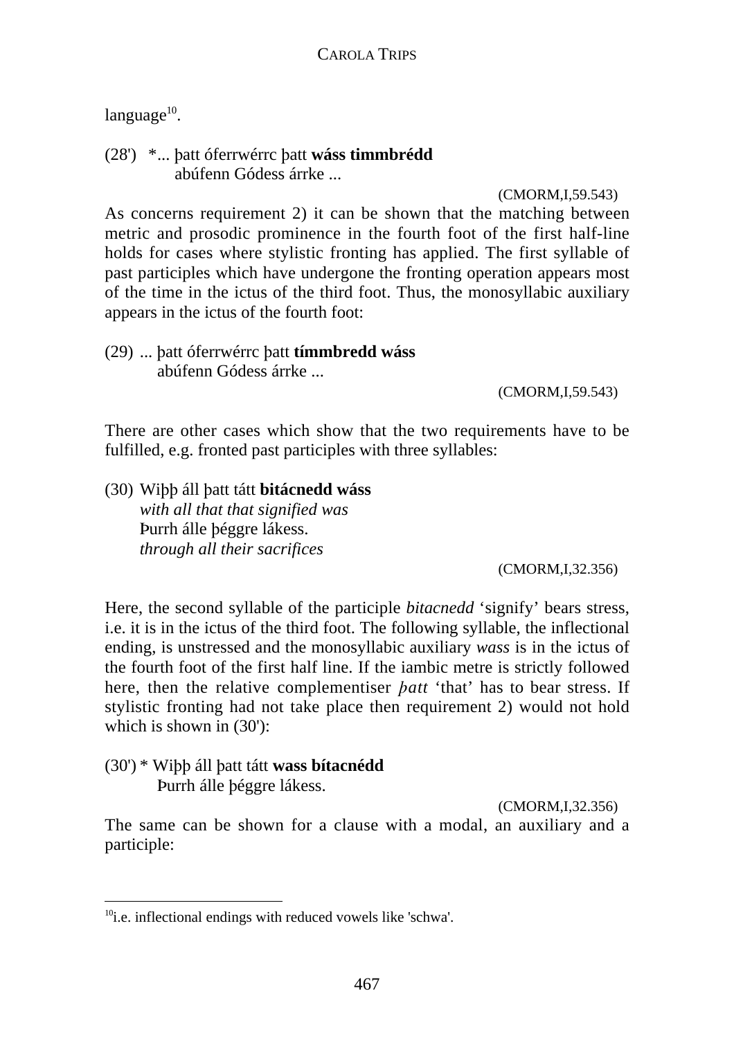language[10].

(28') *... þatt óferrwérrc þatt **wáss timmbrédd**
abúfenn Gódess árrke ...

(CMORM,I,59.543)

As concerns requirement 2) it can be shown that the matching between metric and prosodic prominence in the fourth foot of the first half-line holds for cases where stylistic fronting has applied. The first syllable of past participles which have undergone the fronting operation appears most of the time in the ictus of the third foot. Thus, the monosyllabic auxiliary appears in the ictus of the fourth foot:

(29) ... þatt óferrwérrc þatt **tímmbredd wáss**
abúfenn Gódess árrke ...

(CMORM,I,59.543)

There are other cases which show that the two requirements have to be fulfilled, e.g. fronted past participles with three syllables:

(30) Wiþþ áll þatt tátt **bitácnedd wáss**
*with all that that signified was*
Þurrh álle þéggre lákess.
*through all their sacrifices*

(CMORM,I,32.356)

Here, the second syllable of the participle *bitacnedd* 'signify' bears stress, i.e. it is in the ictus of the third foot. The following syllable, the inflectional ending, is unstressed and the monosyllabic auxiliary *wass* is in the ictus of the fourth foot of the first half line. If the iambic metre is strictly followed here, then the relative complementiser *þatt* 'that' has to bear stress. If stylistic fronting had not take place then requirement 2) would not hold which is shown in (30'):

(30') * Wiþþ áll þatt tátt **wass bítacnédd**
Þurrh álle þéggre lákess.

(CMORM,I,32.356)

The same can be shown for a clause with a modal, an auxiliary and a participle:

---

[10] i.e. inflectional endings with reduced vowels like 'schwa'.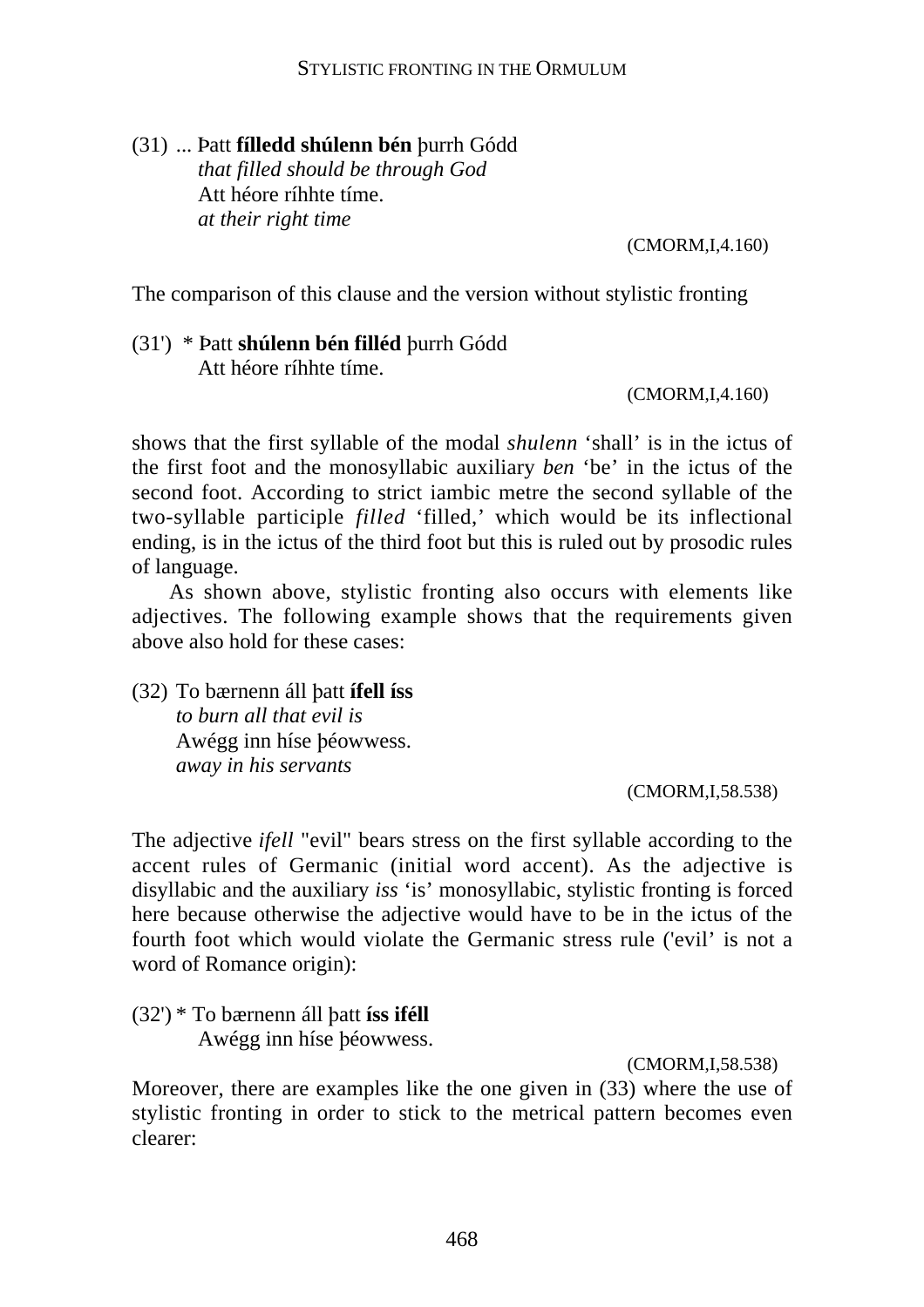(31) ... Þatt **fílledd shúlenn bén** þurrh Gódd
*that filled should be through God*
Att héore ríhhte tíme.
*at their right time*

(CMORM,I,4.160)

The comparison of this clause and the version without stylistic fronting

(31') * Þatt **shúlenn bén filléd** þurrh Gódd
Att héore ríhhte tíme.

(CMORM,I,4.160)

shows that the first syllable of the modal *shulenn* 'shall' is in the ictus of the first foot and the monosyllabic auxiliary *ben* 'be' in the ictus of the second foot. According to strict iambic metre the second syllable of the two-syllable participle *filled* 'filled,' which would be its inflectional ending, is in the ictus of the third foot but this is ruled out by prosodic rules of language.

As shown above, stylistic fronting also occurs with elements like adjectives. The following example shows that the requirements given above also hold for these cases:

(32) To bærnenn áll þatt **ífell íss**
*to burn all that evil is*
Awégg inn híse þéowwess.
*away in his servants*

(CMORM,I,58.538)

The adjective *ifell* "evil" bears stress on the first syllable according to the accent rules of Germanic (initial word accent). As the adjective is disyllabic and the auxiliary *iss* 'is' monosyllabic, stylistic fronting is forced here because otherwise the adjective would have to be in the ictus of the fourth foot which would violate the Germanic stress rule ('evil' is not a word of Romance origin):

(32') * To bærnenn áll þatt **íss iféll**
Awégg inn híse þéowwess.

(CMORM,I,58.538)

Moreover, there are examples like the one given in (33) where the use of stylistic fronting in order to stick to the metrical pattern becomes even clearer: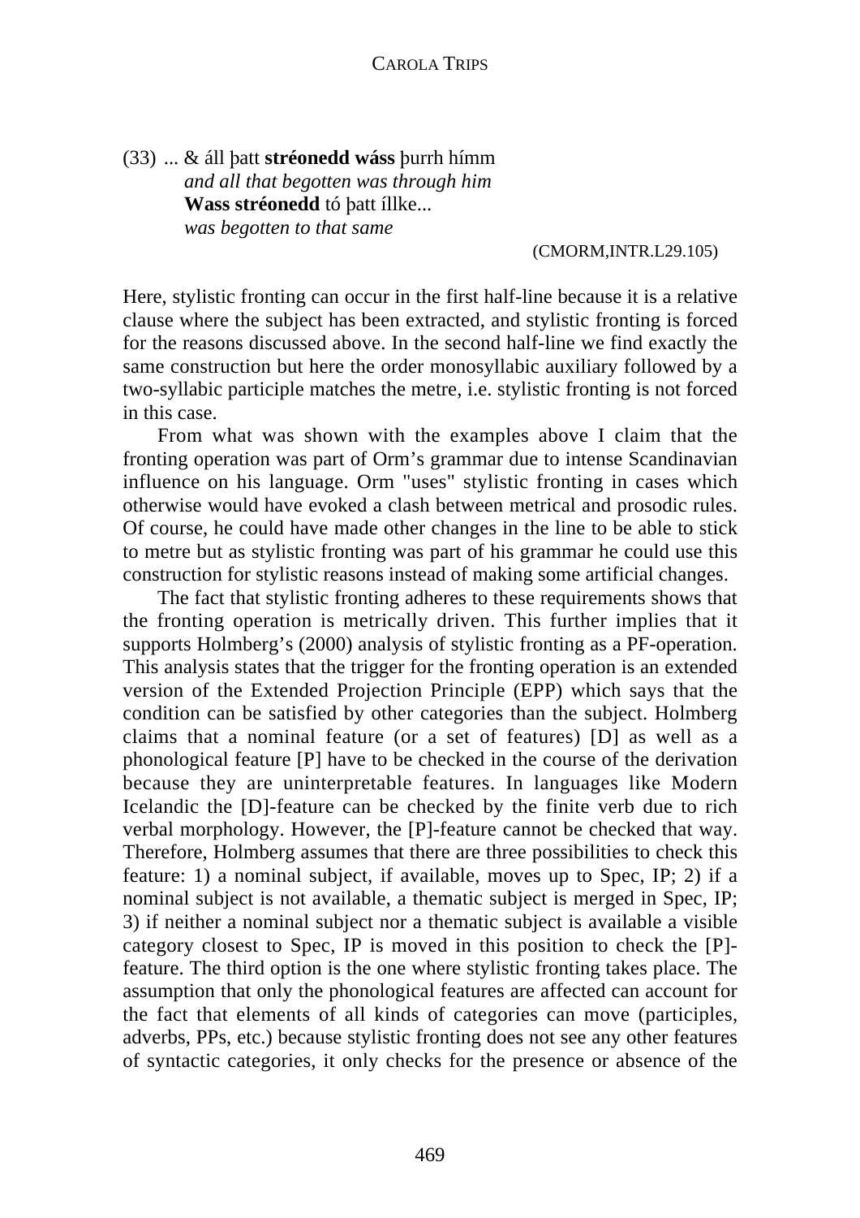(33) ... & áll þatt **stréonedd wáss** þurrh hímm
*and all that begotten was through him*
**Wass stréonedd** tó þatt íllke...
*was begotten to that same*

(CMORM,INTR.L29.105)

Here, stylistic fronting can occur in the first half-line because it is a relative clause where the subject has been extracted, and stylistic fronting is forced for the reasons discussed above. In the second half-line we find exactly the same construction but here the order monosyllabic auxiliary followed by a two-syllabic participle matches the metre, i.e. stylistic fronting is not forced in this case.

From what was shown with the examples above I claim that the fronting operation was part of Orm's grammar due to intense Scandinavian influence on his language. Orm "uses" stylistic fronting in cases which otherwise would have evoked a clash between metrical and prosodic rules. Of course, he could have made other changes in the line to be able to stick to metre but as stylistic fronting was part of his grammar he could use this construction for stylistic reasons instead of making some artificial changes.

The fact that stylistic fronting adheres to these requirements shows that the fronting operation is metrically driven. This further implies that it supports Holmberg's (2000) analysis of stylistic fronting as a PF-operation. This analysis states that the trigger for the fronting operation is an extended version of the Extended Projection Principle (EPP) which says that the condition can be satisfied by other categories than the subject. Holmberg claims that a nominal feature (or a set of features) [D] as well as a phonological feature [P] have to be checked in the course of the derivation because they are uninterpretable features. In languages like Modern Icelandic the [D]-feature can be checked by the finite verb due to rich verbal morphology. However, the [P]-feature cannot be checked that way. Therefore, Holmberg assumes that there are three possibilities to check this feature: 1) a nominal subject, if available, moves up to Spec, IP; 2) if a nominal subject is not available, a thematic subject is merged in Spec, IP; 3) if neither a nominal subject nor a thematic subject is available a visible category closest to Spec, IP is moved in this position to check the [P]-feature. The third option is the one where stylistic fronting takes place. The assumption that only the phonological features are affected can account for the fact that elements of all kinds of categories can move (participles, adverbs, PPs, etc.) because stylistic fronting does not see any other features of syntactic categories, it only checks for the presence or absence of the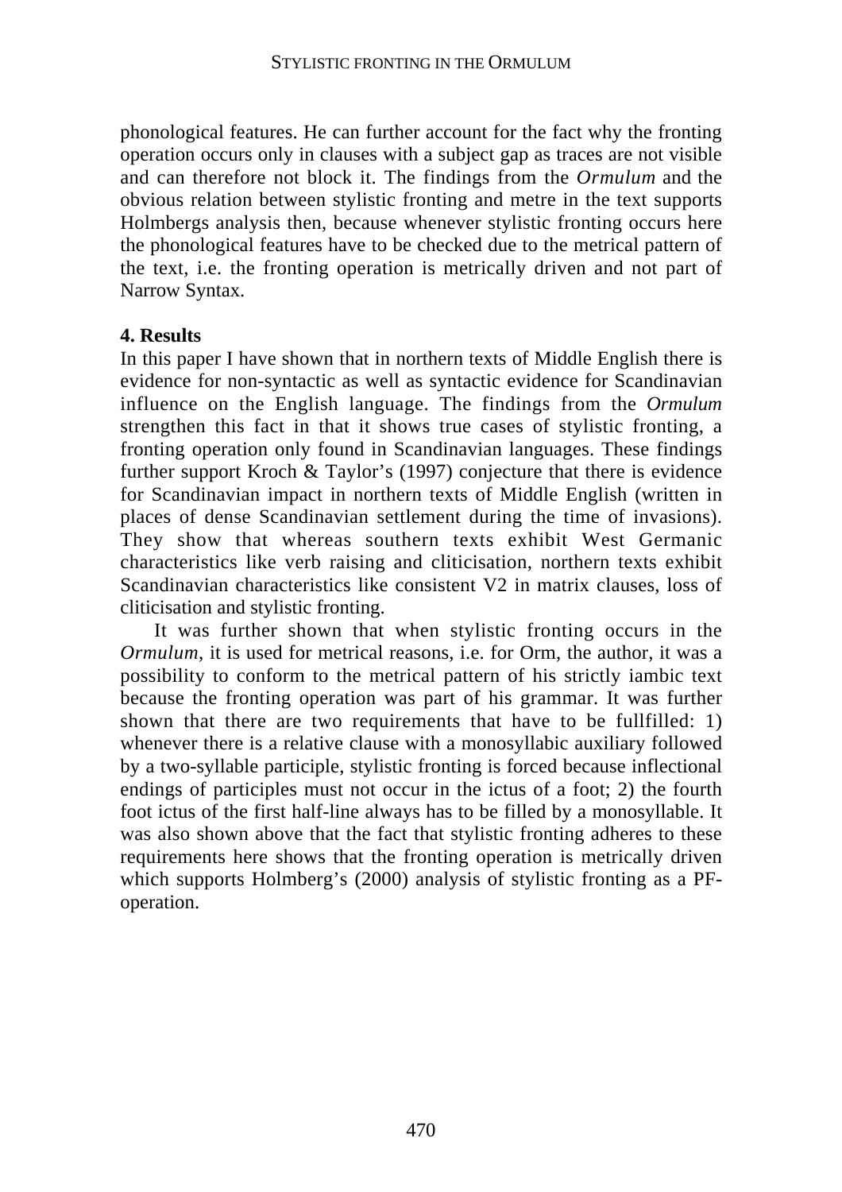phonological features. He can further account for the fact why the fronting operation occurs only in clauses with a subject gap as traces are not visible and can therefore not block it. The findings from the *Ormulum* and the obvious relation between stylistic fronting and metre in the text supports Holmbergs analysis then, because whenever stylistic fronting occurs here the phonological features have to be checked due to the metrical pattern of the text, i.e. the fronting operation is metrically driven and not part of Narrow Syntax.

## 4. Results

In this paper I have shown that in northern texts of Middle English there is evidence for non-syntactic as well as syntactic evidence for Scandinavian influence on the English language. The findings from the *Ormulum* strengthen this fact in that it shows true cases of stylistic fronting, a fronting operation only found in Scandinavian languages. These findings further support Kroch & Taylor's (1997) conjecture that there is evidence for Scandinavian impact in northern texts of Middle English (written in places of dense Scandinavian settlement during the time of invasions). They show that whereas southern texts exhibit West Germanic characteristics like verb raising and cliticisation, northern texts exhibit Scandinavian characteristics like consistent V2 in matrix clauses, loss of cliticisation and stylistic fronting.

It was further shown that when stylistic fronting occurs in the *Ormulum*, it is used for metrical reasons, i.e. for Orm, the author, it was a possibility to conform to the metrical pattern of his strictly iambic text because the fronting operation was part of his grammar. It was further shown that there are two requirements that have to be fullfilled: 1) whenever there is a relative clause with a monosyllabic auxiliary followed by a two-syllable participle, stylistic fronting is forced because inflectional endings of participles must not occur in the ictus of a foot; 2) the fourth foot ictus of the first half-line always has to be filled by a monosyllable. It was also shown above that the fact that stylistic fronting adheres to these requirements here shows that the fronting operation is metrically driven which supports Holmberg's (2000) analysis of stylistic fronting as a PF-operation.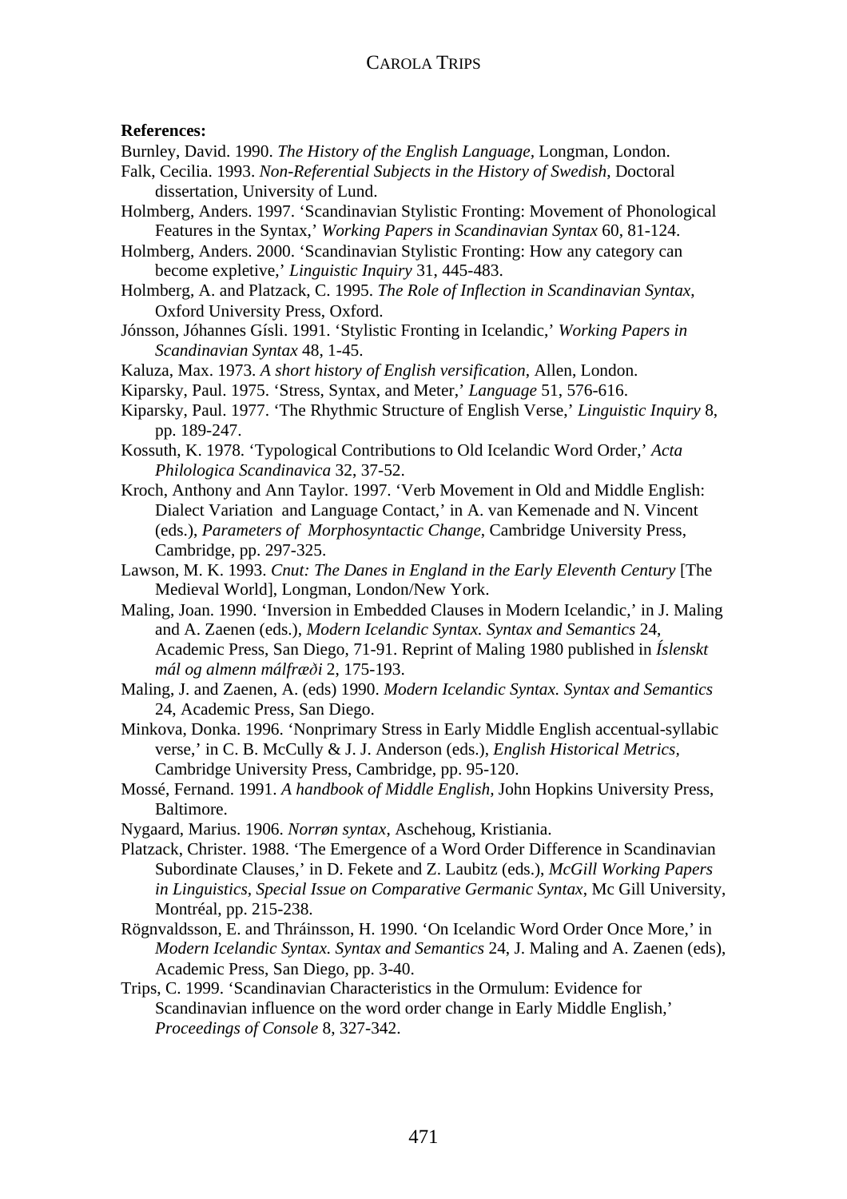**References:**

Burnley, David. 1990. *The History of the English Language*, Longman, London.

Falk, Cecilia. 1993. *Non-Referential Subjects in the History of Swedish*, Doctoral dissertation, University of Lund.

Holmberg, Anders. 1997. 'Scandinavian Stylistic Fronting: Movement of Phonological Features in the Syntax,' *Working Papers in Scandinavian Syntax* 60, 81-124.

Holmberg, Anders. 2000. 'Scandinavian Stylistic Fronting: How any category can become expletive,' *Linguistic Inquiry* 31, 445-483.

Holmberg, A. and Platzack, C. 1995. *The Role of Inflection in Scandinavian Syntax*, Oxford University Press, Oxford.

Jónsson, Jóhannes Gísli. 1991. 'Stylistic Fronting in Icelandic,' *Working Papers in Scandinavian Syntax* 48, 1-45.

Kaluza, Max. 1973. *A short history of English versification*, Allen, London.

Kiparsky, Paul. 1975. 'Stress, Syntax, and Meter,' *Language* 51, 576-616.

Kiparsky, Paul. 1977. 'The Rhythmic Structure of English Verse,' *Linguistic Inquiry* 8, pp. 189-247.

Kossuth, K. 1978. 'Typological Contributions to Old Icelandic Word Order,' *Acta Philologica Scandinavica* 32, 37-52.

Kroch, Anthony and Ann Taylor. 1997. 'Verb Movement in Old and Middle English: Dialect Variation and Language Contact,' in A. van Kemenade and N. Vincent (eds.), *Parameters of Morphosyntactic Change*, Cambridge University Press, Cambridge, pp. 297-325.

Lawson, M. K. 1993. *Cnut: The Danes in England in the Early Eleventh Century* [The Medieval World], Longman, London/New York.

Maling, Joan. 1990. 'Inversion in Embedded Clauses in Modern Icelandic,' in J. Maling and A. Zaenen (eds.), *Modern Icelandic Syntax. Syntax and Semantics* 24, Academic Press, San Diego, 71-91. Reprint of Maling 1980 published in *Íslenskt mál og almenn málfræði* 2, 175-193.

Maling, J. and Zaenen, A. (eds) 1990. *Modern Icelandic Syntax. Syntax and Semantics* 24, Academic Press, San Diego.

Minkova, Donka. 1996. 'Nonprimary Stress in Early Middle English accentual-syllabic verse,' in C. B. McCully & J. J. Anderson (eds.), *English Historical Metrics*, Cambridge University Press, Cambridge, pp. 95-120.

Mossé, Fernand. 1991. *A handbook of Middle English*, John Hopkins University Press, Baltimore.

Nygaard, Marius. 1906. *Norrøn syntax*, Aschehoug, Kristiania.

Platzack, Christer. 1988. 'The Emergence of a Word Order Difference in Scandinavian Subordinate Clauses,' in D. Fekete and Z. Laubitz (eds.), *McGill Working Papers in Linguistics, Special Issue on Comparative Germanic Syntax*, Mc Gill University, Montréal, pp. 215-238.

Rögnvaldsson, E. and Thráinsson, H. 1990. 'On Icelandic Word Order Once More,' in *Modern Icelandic Syntax. Syntax and Semantics* 24, J. Maling and A. Zaenen (eds), Academic Press, San Diego, pp. 3-40.

Trips, C. 1999. 'Scandinavian Characteristics in the Ormulum: Evidence for Scandinavian influence on the word order change in Early Middle English,' *Proceedings of Console* 8, 327-342.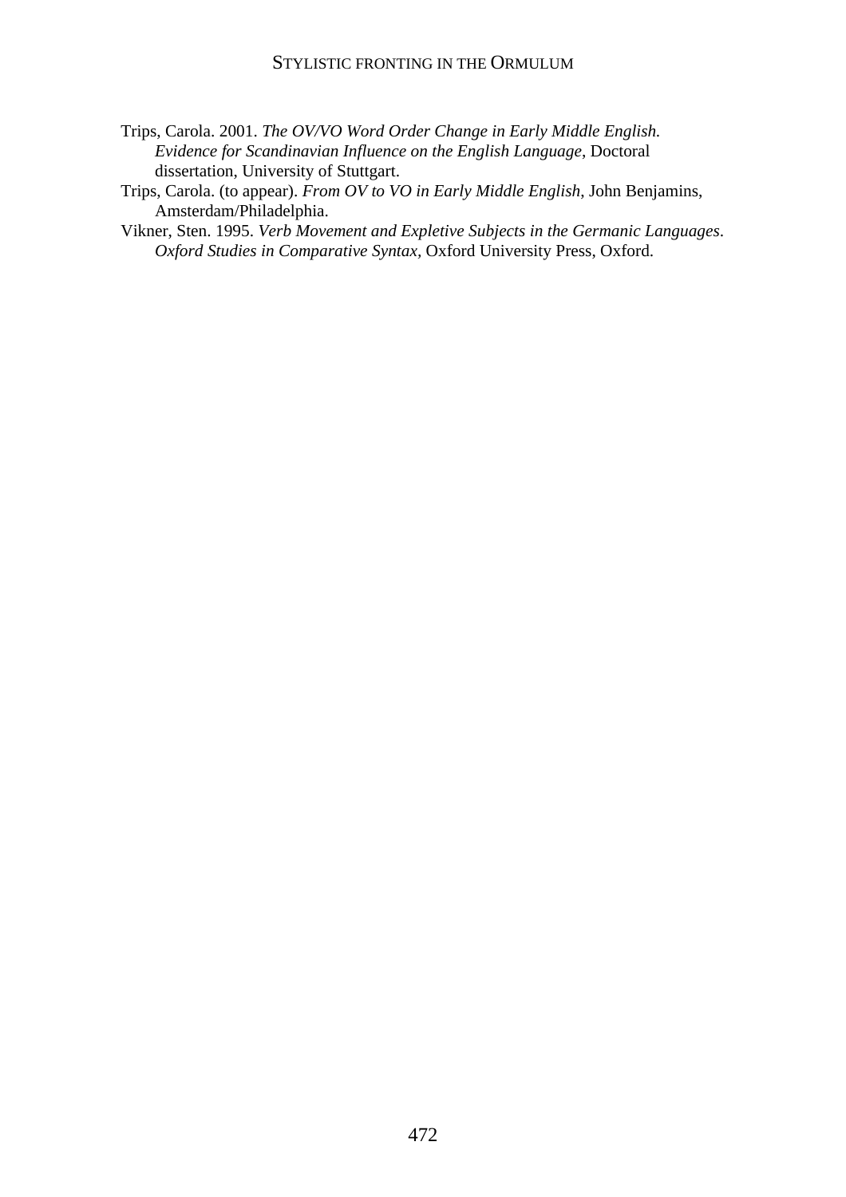Trips, Carola. 2001. *The OV/VO Word Order Change in Early Middle English. Evidence for Scandinavian Influence on the English Language*, Doctoral dissertation, University of Stuttgart.

Trips, Carola. (to appear). *From OV to VO in Early Middle English*, John Benjamins, Amsterdam/Philadelphia.

Vikner, Sten. 1995. *Verb Movement and Expletive Subjects in the Germanic Languages. Oxford Studies in Comparative Syntax*, Oxford University Press, Oxford.